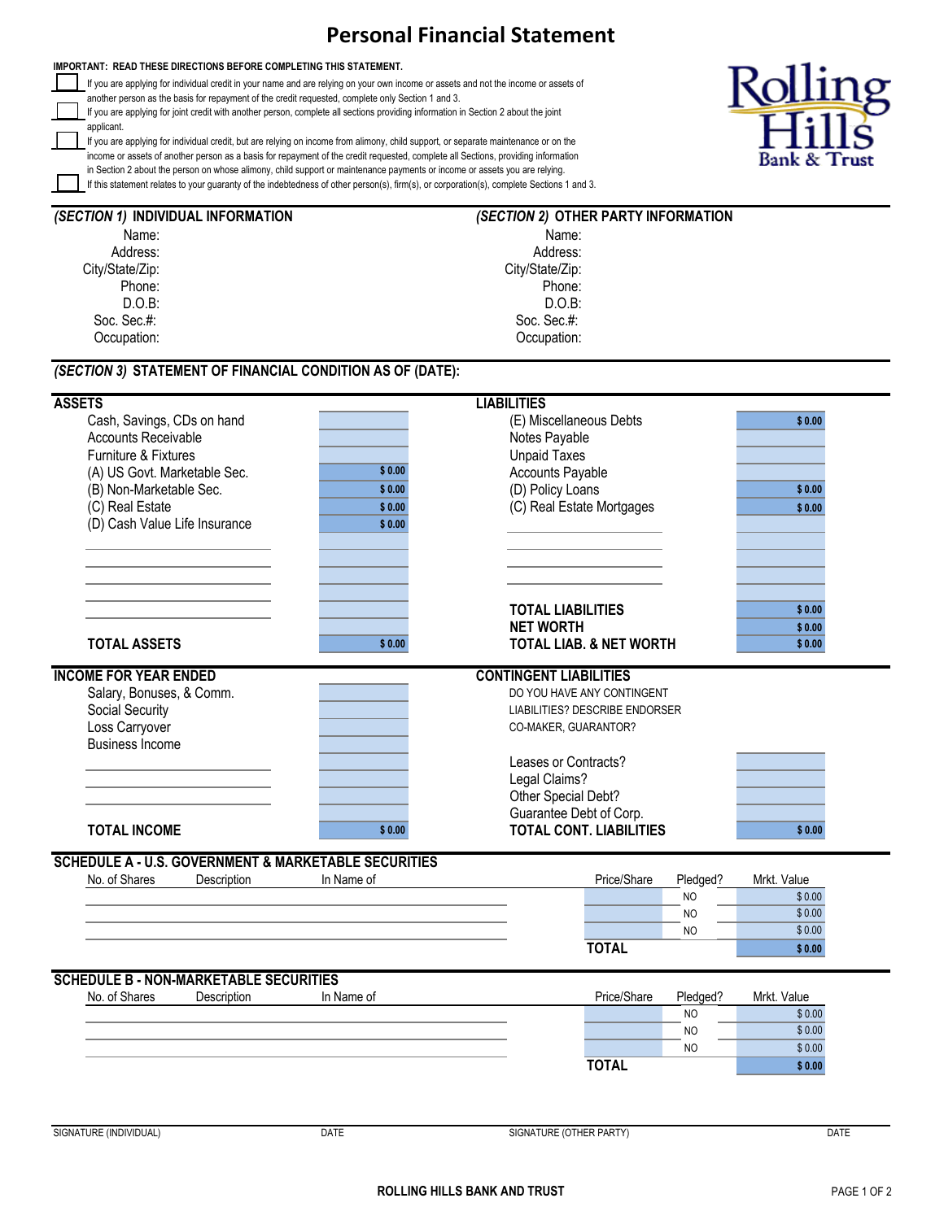# Personal Financial Statement

Rolling Hills Bank & Trust

**IMPORTANT: READ THESE DIRECTIONS BEFORE COMPLETING THIS STATEMENT.**

- [ ] If you are applying for individual credit in your name and are relying on your own income or assets and not the income or assets of another person as the basis for repayment of the credit requested, complete only Section 1 and 3.
- [ ] If you are applying for joint credit with another person, complete all sections providing information in Section 2 about the joint applicant.
- [ ] If you are applying for individual credit, but are relying on income from alimony, child support, or separate maintenance or on the income or assets of another person as a basis for repayment of the credit requested, complete all Sections, providing information in Section 2 about the person on whose alimony, child support or maintenance payments or income or assets you are relying.
- [ ] If this statement relates to your guaranty of the indebtedness of other person(s), firm(s), or corporation(s), complete Sections 1 and 3.

| *(SECTION 1)* **INDIVIDUAL INFORMATION** | | *(SECTION 2)* **OTHER PARTY INFORMATION** | |
|---|---|---|---|
| Name: | | Name: | |
| Address: | | Address: | |
| City/State/Zip: | | City/State/Zip: | |
| Phone: | | Phone: | |
| D.O.B: | | D.O.B: | |
| Soc. Sec.#: | | Soc. Sec.#: | |
| Occupation: | | Occupation: | |

## *(SECTION 3)* STATEMENT OF FINANCIAL CONDITION AS OF (DATE):

| **ASSETS** | | **LIABILITIES** | |
|---|---|---|---|
| Cash, Savings, CDs on hand | | (E) Miscellaneous Debts | $ 0.00 |
| Accounts Receivable | | Notes Payable | |
| Furniture & Fixtures | | Unpaid Taxes | |
| (A) US Govt. Marketable Sec. | $ 0.00 | Accounts Payable | |
| (B) Non-Marketable Sec. | $ 0.00 | (D) Policy Loans | $ 0.00 |
| (C) Real Estate | $ 0.00 | (C) Real Estate Mortgages | $ 0.00 |
| (D) Cash Value Life Insurance | $ 0.00 | | |
| | | | |
| | | | |
| | | | |
| | | | |
| | | **TOTAL LIABILITIES** | $ 0.00 |
| | | **NET WORTH** | $ 0.00 |
| **TOTAL ASSETS** | $ 0.00 | **TOTAL LIAB. & NET WORTH** | $ 0.00 |

| **INCOME FOR YEAR ENDED** | | **CONTINGENT LIABILITIES** | |
|---|---|---|---|
| Salary, Bonuses, & Comm. | | DO YOU HAVE ANY CONTINGENT | |
| Social Security | | LIABILITIES? DESCRIBE ENDORSER | |
| Loss Carryover | | CO-MAKER, GUARANTOR? | |
| Business Income | | | |
| | | Leases or Contracts? | |
| | | Legal Claims? | |
| | | Other Special Debt? | |
| | | Guarantee Debt of Corp. | |
| **TOTAL INCOME** | $ 0.00 | **TOTAL CONT. LIABILITIES** | $ 0.00 |

## SCHEDULE A - U.S. GOVERNMENT & MARKETABLE SECURITIES

| No. of Shares | Description | In Name of | Price/Share | Pledged? | Mrkt. Value |
|---|---|---|---|---|---|
| | | | | NO | $ 0.00 |
| | | | | NO | $ 0.00 |
| | | | | NO | $ 0.00 |
| | | | **TOTAL** | | $ 0.00 |

## SCHEDULE B - NON-MARKETABLE SECURITIES

| No. of Shares | Description | In Name of | Price/Share | Pledged? | Mrkt. Value |
|---|---|---|---|---|---|
| | | | | NO | $ 0.00 |
| | | | | NO | $ 0.00 |
| | | | | NO | $ 0.00 |
| | | | **TOTAL** | | $ 0.00 |

| SIGNATURE (INDIVIDUAL) | DATE | SIGNATURE (OTHER PARTY) | DATE |
|---|---|---|---|
| | | | |

**ROLLING HILLS BANK AND TRUST**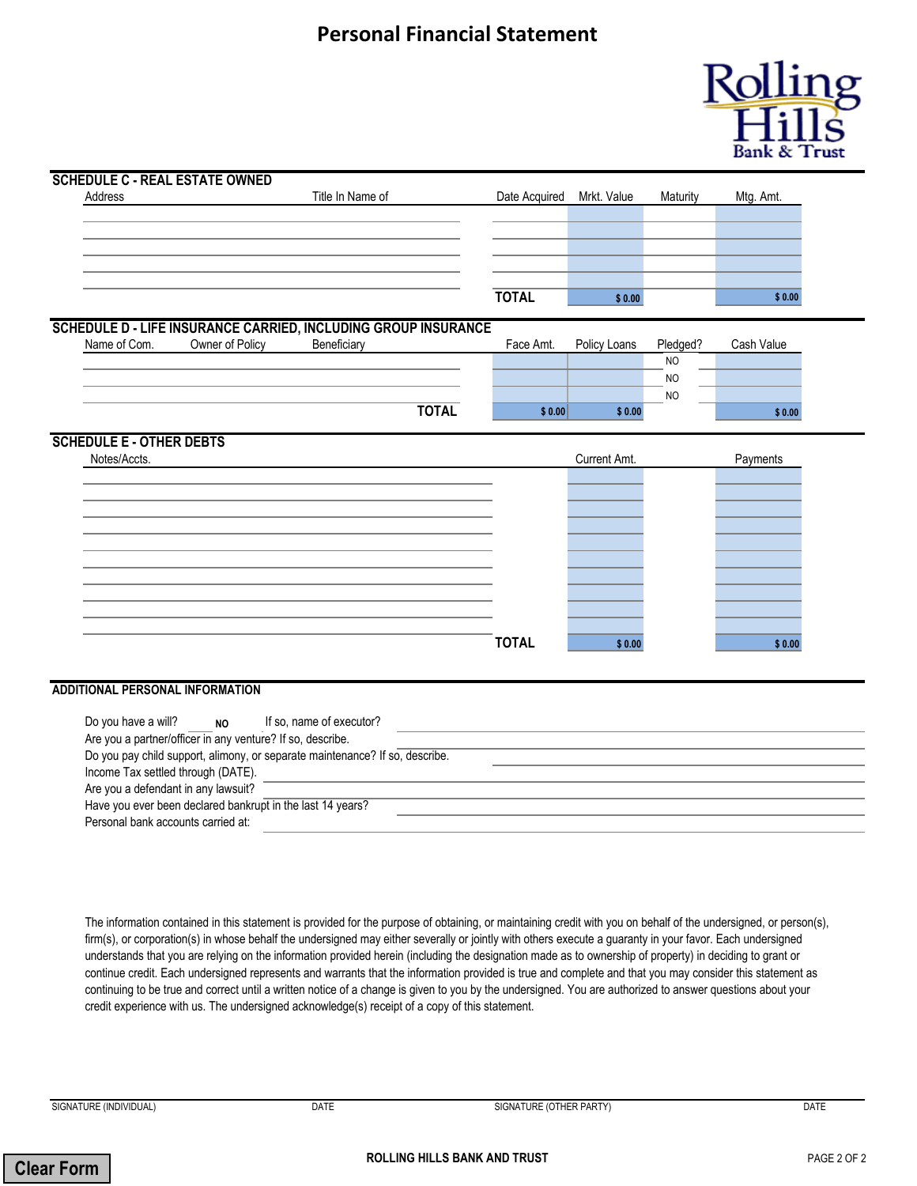# Personal Financial Statement

Rolling Hills Bank & Trust

## SCHEDULE C - REAL ESTATE OWNED

| Address | Title In Name of | Date Acquired | Mrkt. Value | Maturity | Mtg. Amt. |
|---|---|---|---|---|---|
| | | | | | |
| | | | | | |
| | | | | | |
| | | | | | |
| | | | | | |
| | | TOTAL | $ 0.00 | | $ 0.00 |

## SCHEDULE D - LIFE INSURANCE CARRIED, INCLUDING GROUP INSURANCE

| Name of Com. | Owner of Policy | Beneficiary | Face Amt. | Policy Loans | Pledged? | Cash Value |
|---|---|---|---|---|---|---|
| | | | | | NO | |
| | | | | | NO | |
| | | | | | NO | |
| | | TOTAL | $ 0.00 | $ 0.00 | | $ 0.00 |

## SCHEDULE E - OTHER DEBTS

| Notes/Accts. | Current Amt. | Payments |
|---|---|---|
| | | |
| | | |
| | | |
| | | |
| | | |
| | | |
| | | |
| | | |
| | | |
| | | |
| TOTAL | $ 0.00 | $ 0.00 |

## ADDITIONAL PERSONAL INFORMATION

Do you have a will? **NO** If so, name of executor?

Are you a partner/officer in any venture? If so, describe.

Do you pay child support, alimony, or separate maintenance? If so, describe.

Income Tax settled through (DATE).

Are you a defendant in any lawsuit?

Have you ever been declared bankrupt in the last 14 years?

Personal bank accounts carried at:

The information contained in this statement is provided for the purpose of obtaining, or maintaining credit with you on behalf of the undersigned, or person(s), firm(s), or corporation(s) in whose behalf the undersigned may either severally or jointly with others execute a guaranty in your favor. Each undersigned understands that you are relying on the information provided herein (including the designation made as to ownership of property) in deciding to grant or continue credit. Each undersigned represents and warrants that the information provided is true and complete and that you may consider this statement as continuing to be true and correct until a written notice of a change is given to you by the undersigned. You are authorized to answer questions about your credit experience with us. The undersigned acknowledge(s) receipt of a copy of this statement.

SIGNATURE (INDIVIDUAL) DATE SIGNATURE (OTHER PARTY) DATE

Clear Form

ROLLING HILLS BANK AND TRUST